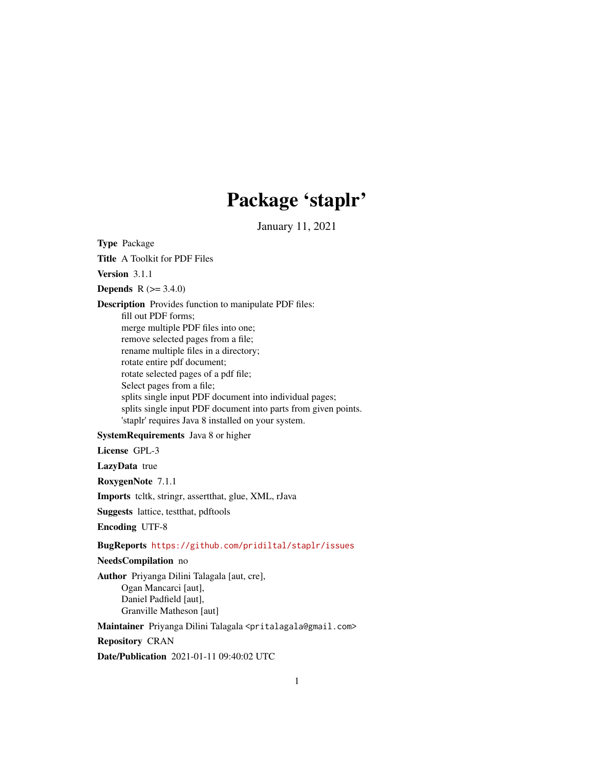# Package 'staplr'

January 11, 2021

**Type** Package

**Title** A Toolkit for PDF Files

**Version** 3.1.1

**Depends** R (>= 3.4.0)

**Description** Provides function to manipulate PDF files:
fill out PDF forms;
merge multiple PDF files into one;
remove selected pages from a file;
rename multiple files in a directory;
rotate entire pdf document;
rotate selected pages of a pdf file;
Select pages from a file;
splits single input PDF document into individual pages;
splits single input PDF document into parts from given points.
'staplr' requires Java 8 installed on your system.

**SystemRequirements** Java 8 or higher

**License** GPL-3

**LazyData** true

**RoxygenNote** 7.1.1

**Imports** tcltk, stringr, assertthat, glue, XML, rJava

**Suggests** lattice, testthat, pdftools

**Encoding** UTF-8

**BugReports** https://github.com/pridiltal/staplr/issues

**NeedsCompilation** no

**Author** Priyanga Dilini Talagala [aut, cre],
Ogan Mancarci [aut],
Daniel Padfield [aut],
Granville Matheson [aut]

**Maintainer** Priyanga Dilini Talagala <pritalagala@gmail.com>

**Repository** CRAN

**Date/Publication** 2021-01-11 09:40:02 UTC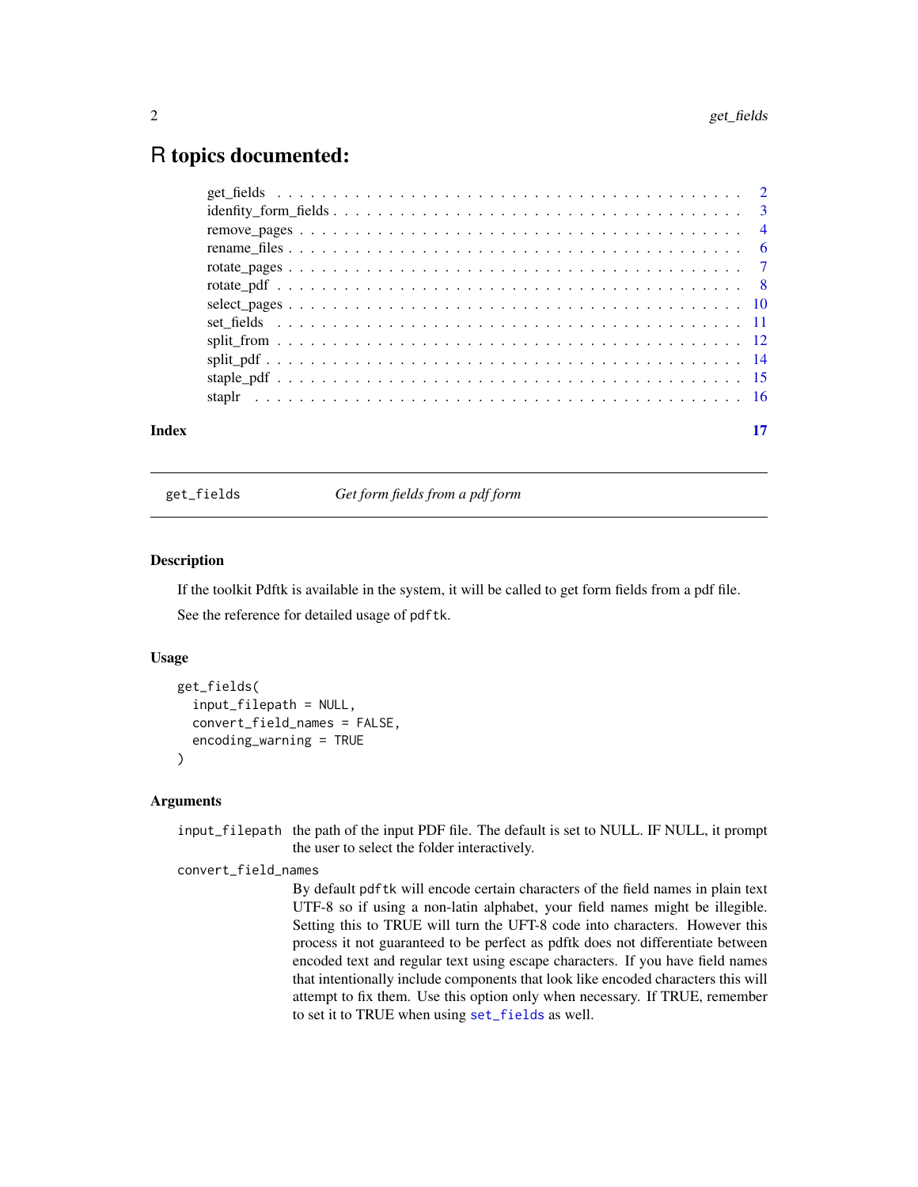# R topics documented:

get_fields . . . . . . . . . . . . . . . . . . . . . . . . . . . . . . . . . . . . . . 2
idenfity_form_fields . . . . . . . . . . . . . . . . . . . . . . . . . . . . . . . . . 3
remove_pages . . . . . . . . . . . . . . . . . . . . . . . . . . . . . . . . . . . . . 4
rename_files . . . . . . . . . . . . . . . . . . . . . . . . . . . . . . . . . . . . . 6
rotate_pages . . . . . . . . . . . . . . . . . . . . . . . . . . . . . . . . . . . . . 7
rotate_pdf . . . . . . . . . . . . . . . . . . . . . . . . . . . . . . . . . . . . . . 8
select_pages . . . . . . . . . . . . . . . . . . . . . . . . . . . . . . . . . . . . . 10
set_fields . . . . . . . . . . . . . . . . . . . . . . . . . . . . . . . . . . . . . . 11
split_from . . . . . . . . . . . . . . . . . . . . . . . . . . . . . . . . . . . . . . 12
split_pdf . . . . . . . . . . . . . . . . . . . . . . . . . . . . . . . . . . . . . . 14
staple_pdf . . . . . . . . . . . . . . . . . . . . . . . . . . . . . . . . . . . . . . 15
staplr . . . . . . . . . . . . . . . . . . . . . . . . . . . . . . . . . . . . . . . . 16

**Index** **17**

---

`get_fields` *Get form fields from a pdf form*

---

### Description

If the toolkit Pdftk is available in the system, it will be called to get form fields from a pdf file.

See the reference for detailed usage of `pdftk`.

### Usage

```
get_fields(
  input_filepath = NULL,
  convert_field_names = FALSE,
  encoding_warning = TRUE
)
```

### Arguments

`input_filepath` the path of the input PDF file. The default is set to NULL. IF NULL, it prompt the user to select the folder interactively.

`convert_field_names` By default `pdftk` will encode certain characters of the field names in plain text UTF-8 so if using a non-latin alphabet, your field names might be illegible. Setting this to TRUE will turn the UFT-8 code into characters. However this process it not guaranteed to be perfect as pdftk does not differentiate between encoded text and regular text using escape characters. If you have field names that intentionally include components that look like encoded characters this will attempt to fix them. Use this option only when necessary. If TRUE, remember to set it to TRUE when using `set_fields` as well.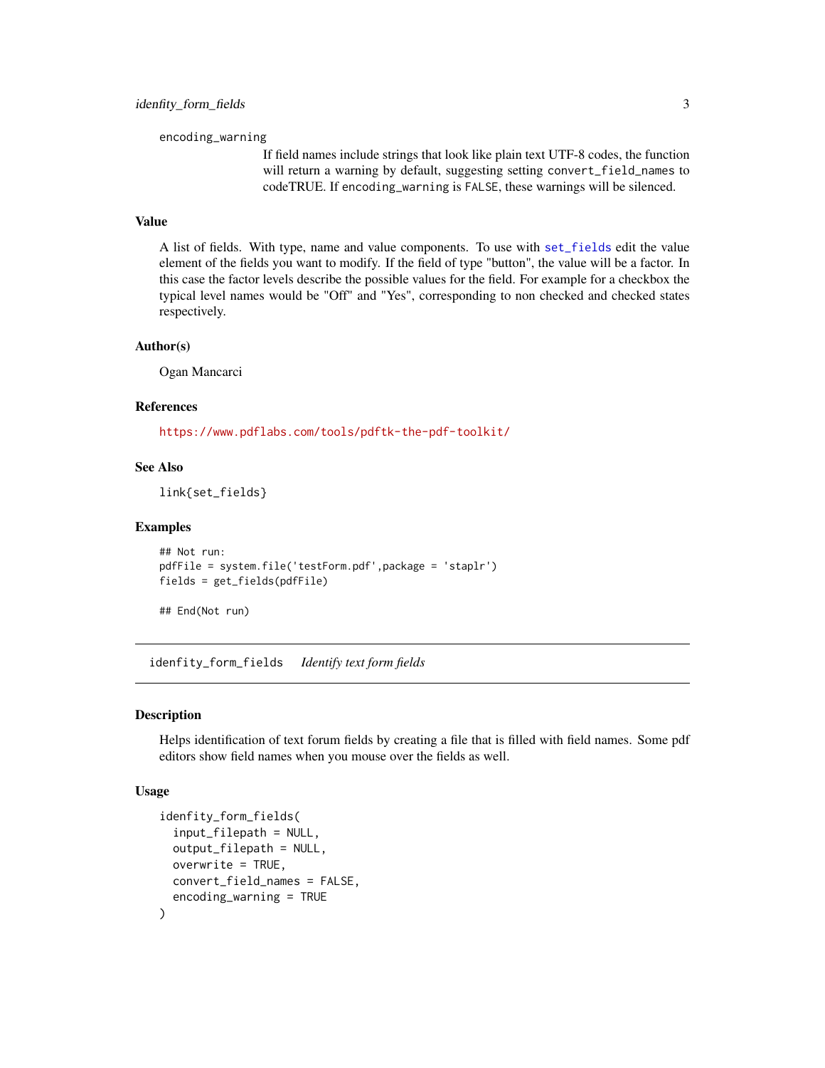encoding_warning
: If field names include strings that look like plain text UTF-8 codes, the function will return a warning by default, suggesting setting `convert_field_names` to codeTRUE. If `encoding_warning` is `FALSE`, these warnings will be silenced.

### Value

A list of fields. With type, name and value components. To use with set_fields edit the value element of the fields you want to modify. If the field of type "button", the value will be a factor. In this case the factor levels describe the possible values for the field. For example for a checkbox the typical level names would be "Off" and "Yes", corresponding to non checked and checked states respectively.

### Author(s)

Ogan Mancarci

### References

https://www.pdflabs.com/tools/pdftk-the-pdf-toolkit/

### See Also

`link{set_fields}`

### Examples

```
## Not run:
pdfFile = system.file('testForm.pdf',package = 'staplr')
fields = get_fields(pdfFile)

## End(Not run)
```

---

## idenfity_form_fields *Identify text form fields*

### Description

Helps identification of text forum fields by creating a file that is filled with field names. Some pdf editors show field names when you mouse over the fields as well.

### Usage

```
idenfity_form_fields(
  input_filepath = NULL,
  output_filepath = NULL,
  overwrite = TRUE,
  convert_field_names = FALSE,
  encoding_warning = TRUE
)
```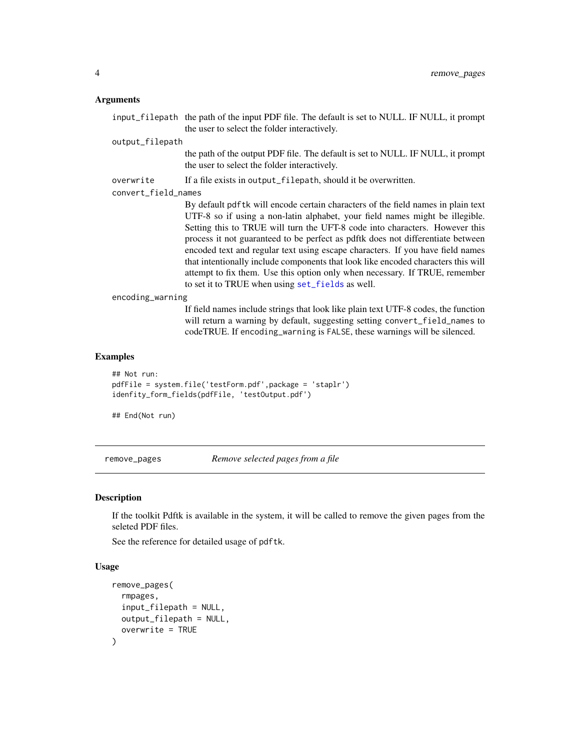### Arguments

- `input_filepath` the path of the input PDF file. The default is set to NULL. IF NULL, it prompt the user to select the folder interactively.
- `output_filepath` the path of the output PDF file. The default is set to NULL. IF NULL, it prompt the user to select the folder interactively.
- `overwrite` If a file exists in `output_filepath`, should it be overwritten.
- `convert_field_names` By default `pdftk` will encode certain characters of the field names in plain text UTF-8 so if using a non-latin alphabet, your field names might be illegible. Setting this to TRUE will turn the UFT-8 code into characters. However this process it not guaranteed to be perfect as pdftk does not differentiate between encoded text and regular text using escape characters. If you have field names that intentionally include components that look like encoded characters this will attempt to fix them. Use this option only when necessary. If TRUE, remember to set it to TRUE when using set_fields as well.
- `encoding_warning` If field names include strings that look like plain text UTF-8 codes, the function will return a warning by default, suggesting setting `convert_field_names` to codeTRUE. If `encoding_warning` is `FALSE`, these warnings will be silenced.

### Examples

```
## Not run:
pdfFile = system.file('testForm.pdf',package = 'staplr')
idenfity_form_fields(pdfFile, 'testOutput.pdf')

## End(Not run)
```

---

## remove_pages *Remove selected pages from a file*

### Description

If the toolkit Pdftk is available in the system, it will be called to remove the given pages from the seleted PDF files.

See the reference for detailed usage of `pdftk`.

### Usage

```
remove_pages(
  rmpages,
  input_filepath = NULL,
  output_filepath = NULL,
  overwrite = TRUE
)
```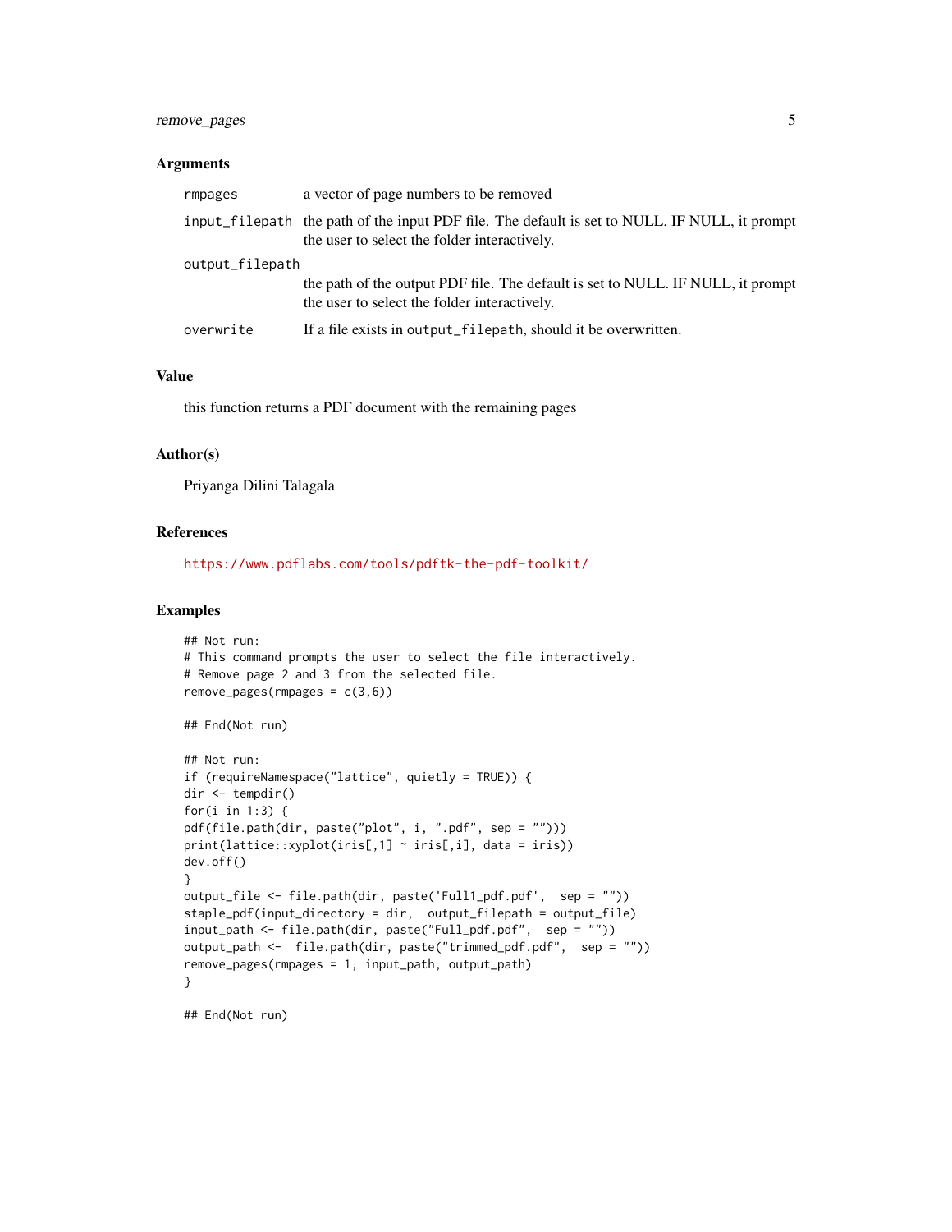### Arguments

| | |
|---|---|
| `rmpages` | a vector of page numbers to be removed |
| `input_filepath` | the path of the input PDF file. The default is set to NULL. IF NULL, it prompt the user to select the folder interactively. |
| `output_filepath` | the path of the output PDF file. The default is set to NULL. IF NULL, it prompt the user to select the folder interactively. |
| `overwrite` | If a file exists in `output_filepath`, should it be overwritten. |

### Value

this function returns a PDF document with the remaining pages

### Author(s)

Priyanga Dilini Talagala

### References

https://www.pdflabs.com/tools/pdftk-the-pdf-toolkit/

### Examples

```
## Not run:
# This command prompts the user to select the file interactively.
# Remove page 2 and 3 from the selected file.
remove_pages(rmpages = c(3,6))

## End(Not run)

## Not run:
if (requireNamespace("lattice", quietly = TRUE)) {
dir <- tempdir()
for(i in 1:3) {
pdf(file.path(dir, paste("plot", i, ".pdf", sep = "")))
print(lattice::xyplot(iris[,1] ~ iris[,i], data = iris))
dev.off()
}
output_file <- file.path(dir, paste('Full1_pdf.pdf',  sep = ""))
staple_pdf(input_directory = dir,  output_filepath = output_file)
input_path <- file.path(dir, paste("Full_pdf.pdf",  sep = ""))
output_path <-  file.path(dir, paste("trimmed_pdf.pdf",  sep = ""))
remove_pages(rmpages = 1, input_path, output_path)
}

## End(Not run)
```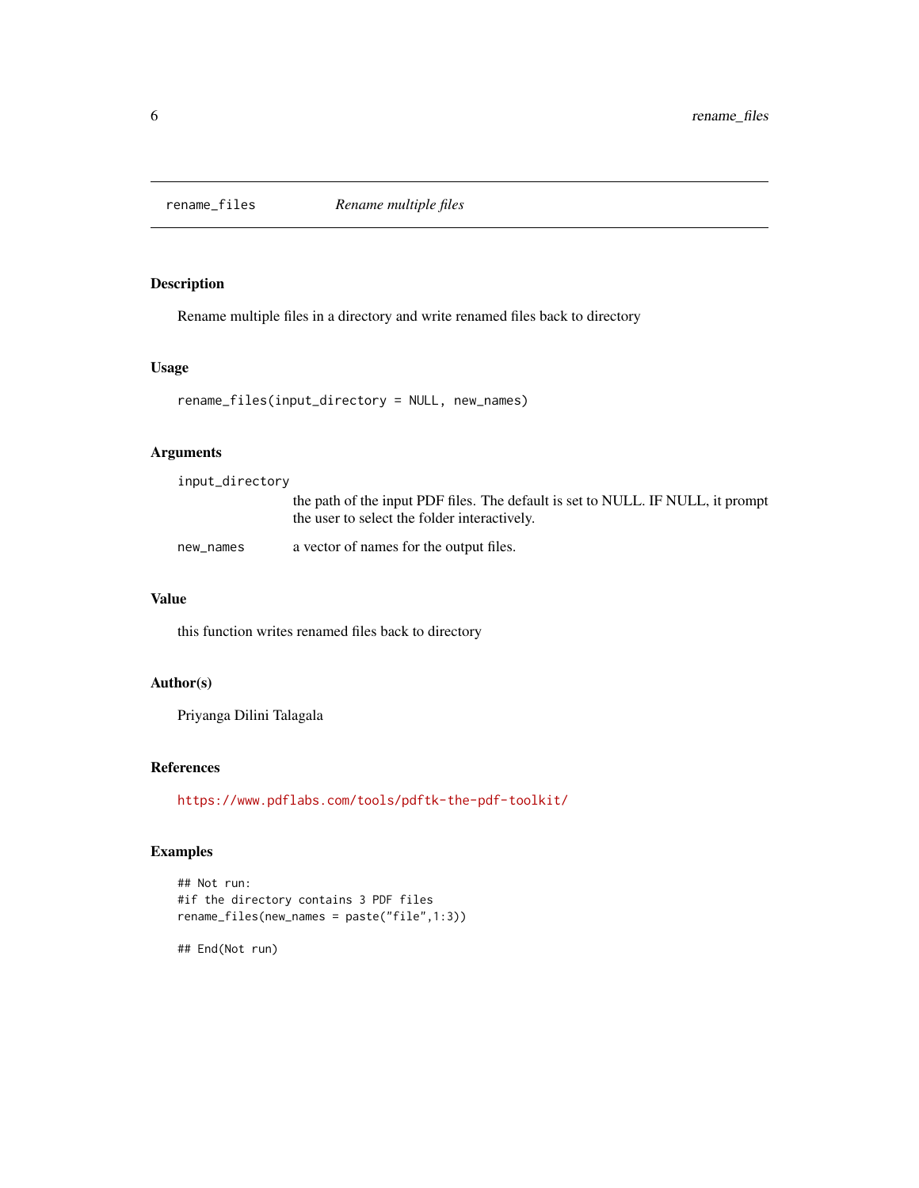# rename_files — *Rename multiple files*

## Description

Rename multiple files in a directory and write renamed files back to directory

## Usage

```
rename_files(input_directory = NULL, new_names)
```

## Arguments

| | |
|---|---|
| `input_directory` | the path of the input PDF files. The default is set to NULL. IF NULL, it prompt the user to select the folder interactively. |
| `new_names` | a vector of names for the output files. |

## Value

this function writes renamed files back to directory

## Author(s)

Priyanga Dilini Talagala

## References

https://www.pdflabs.com/tools/pdftk-the-pdf-toolkit/

## Examples

```
## Not run:
#if the directory contains 3 PDF files
rename_files(new_names = paste("file",1:3))

## End(Not run)
```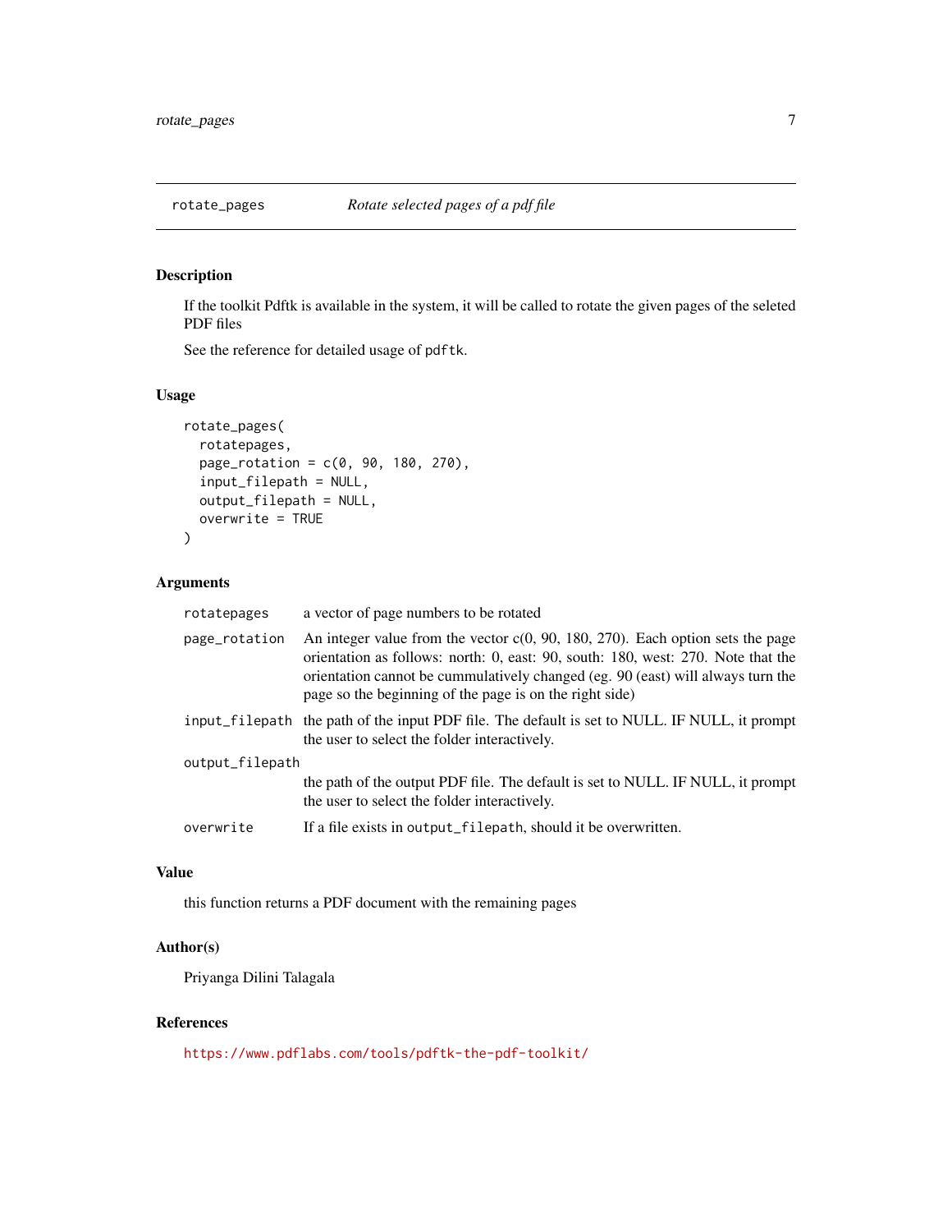# rotate_pages — *Rotate selected pages of a pdf file*

## Description

If the toolkit Pdftk is available in the system, it will be called to rotate the given pages of the seleted PDF files

See the reference for detailed usage of `pdftk`.

## Usage

```
rotate_pages(
  rotatepages,
  page_rotation = c(0, 90, 180, 270),
  input_filepath = NULL,
  output_filepath = NULL,
  overwrite = TRUE
)
```

## Arguments

| Argument | Description |
| --- | --- |
| `rotatepages` | a vector of page numbers to be rotated |
| `page_rotation` | An integer value from the vector c(0, 90, 180, 270). Each option sets the page orientation as follows: north: 0, east: 90, south: 180, west: 270. Note that the orientation cannot be cummulatively changed (eg. 90 (east) will always turn the page so the beginning of the page is on the right side) |
| `input_filepath` | the path of the input PDF file. The default is set to NULL. IF NULL, it prompt the user to select the folder interactively. |
| `output_filepath` | the path of the output PDF file. The default is set to NULL. IF NULL, it prompt the user to select the folder interactively. |
| `overwrite` | If a file exists in `output_filepath`, should it be overwritten. |

## Value

this function returns a PDF document with the remaining pages

## Author(s)

Priyanga Dilini Talagala

## References

https://www.pdflabs.com/tools/pdftk-the-pdf-toolkit/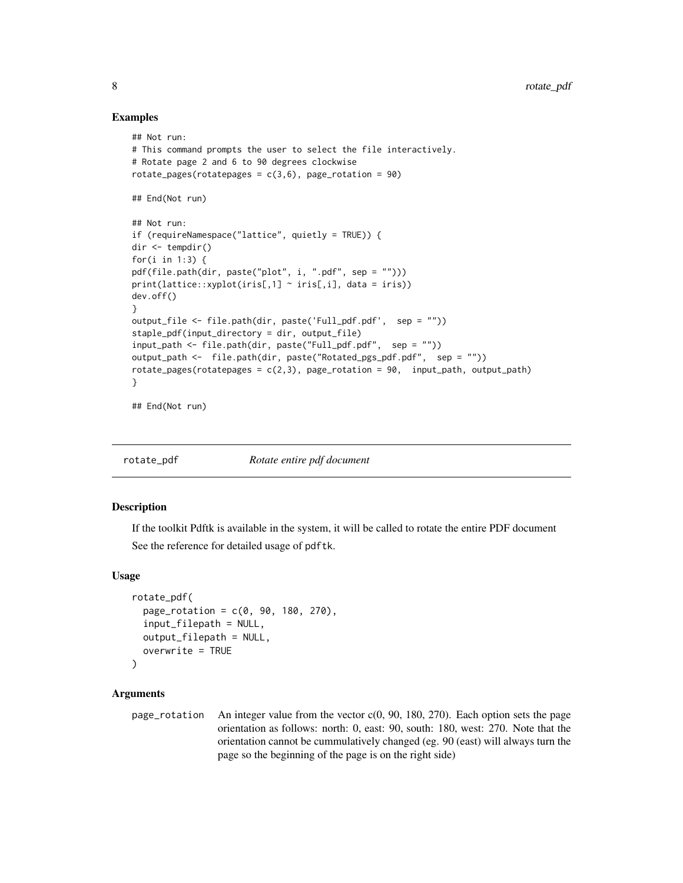## Examples

```
## Not run:
# This command prompts the user to select the file interactively.
# Rotate page 2 and 6 to 90 degrees clockwise
rotate_pages(rotatepages = c(3,6), page_rotation = 90)

## End(Not run)

## Not run:
if (requireNamespace("lattice", quietly = TRUE)) {
dir <- tempdir()
for(i in 1:3) {
pdf(file.path(dir, paste("plot", i, ".pdf", sep = "")))
print(lattice::xyplot(iris[,1] ~ iris[,i], data = iris))
dev.off()
}
output_file <- file.path(dir, paste('Full_pdf.pdf',  sep = ""))
staple_pdf(input_directory = dir, output_file)
input_path <- file.path(dir, paste("Full_pdf.pdf",  sep = ""))
output_path <-  file.path(dir, paste("Rotated_pgs_pdf.pdf",  sep = ""))
rotate_pages(rotatepages = c(2,3), page_rotation = 90,  input_path, output_path)
}

## End(Not run)
```

---

# rotate_pdf — *Rotate entire pdf document*

## Description

If the toolkit Pdftk is available in the system, it will be called to rotate the entire PDF document

See the reference for detailed usage of `pdftk`.

## Usage

```
rotate_pdf(
  page_rotation = c(0, 90, 180, 270),
  input_filepath = NULL,
  output_filepath = NULL,
  overwrite = TRUE
)
```

## Arguments

| | |
|---|---|
| page_rotation | An integer value from the vector c(0, 90, 180, 270). Each option sets the page orientation as follows: north: 0, east: 90, south: 180, west: 270. Note that the orientation cannot be cummulatively changed (eg. 90 (east) will always turn the page so the beginning of the page is on the right side) |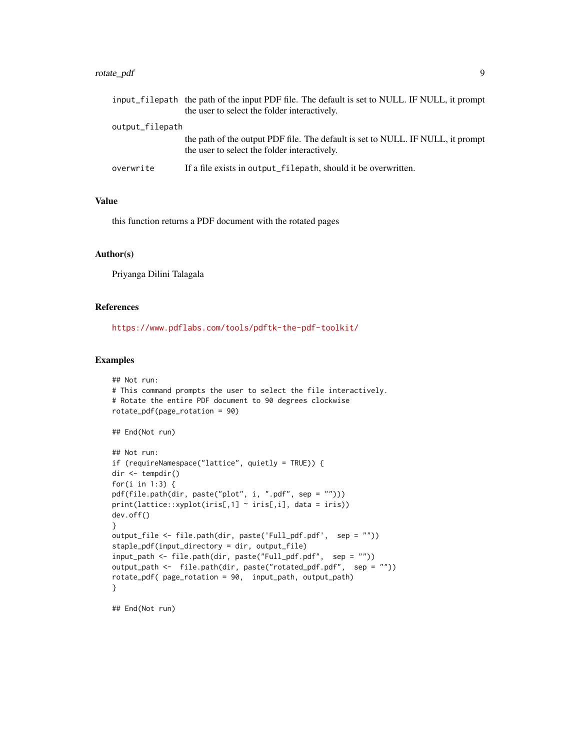| | |
|---|---|
| `input_filepath` | the path of the input PDF file. The default is set to NULL. IF NULL, it prompt the user to select the folder interactively. |
| `output_filepath` | the path of the output PDF file. The default is set to NULL. IF NULL, it prompt the user to select the folder interactively. |
| `overwrite` | If a file exists in `output_filepath`, should it be overwritten. |

## Value

this function returns a PDF document with the rotated pages

## Author(s)

Priyanga Dilini Talagala

## References

https://www.pdflabs.com/tools/pdftk-the-pdf-toolkit/

## Examples

```
## Not run:
# This command prompts the user to select the file interactively.
# Rotate the entire PDF document to 90 degrees clockwise
rotate_pdf(page_rotation = 90)

## End(Not run)

## Not run:
if (requireNamespace("lattice", quietly = TRUE)) {
dir <- tempdir()
for(i in 1:3) {
pdf(file.path(dir, paste("plot", i, ".pdf", sep = "")))
print(lattice::xyplot(iris[,1] ~ iris[,i], data = iris))
dev.off()
}
output_file <- file.path(dir, paste('Full_pdf.pdf',  sep = ""))
staple_pdf(input_directory = dir, output_file)
input_path <- file.path(dir, paste("Full_pdf.pdf",  sep = ""))
output_path <-  file.path(dir, paste("rotated_pdf.pdf",  sep = ""))
rotate_pdf( page_rotation = 90,  input_path, output_path)
}

## End(Not run)
```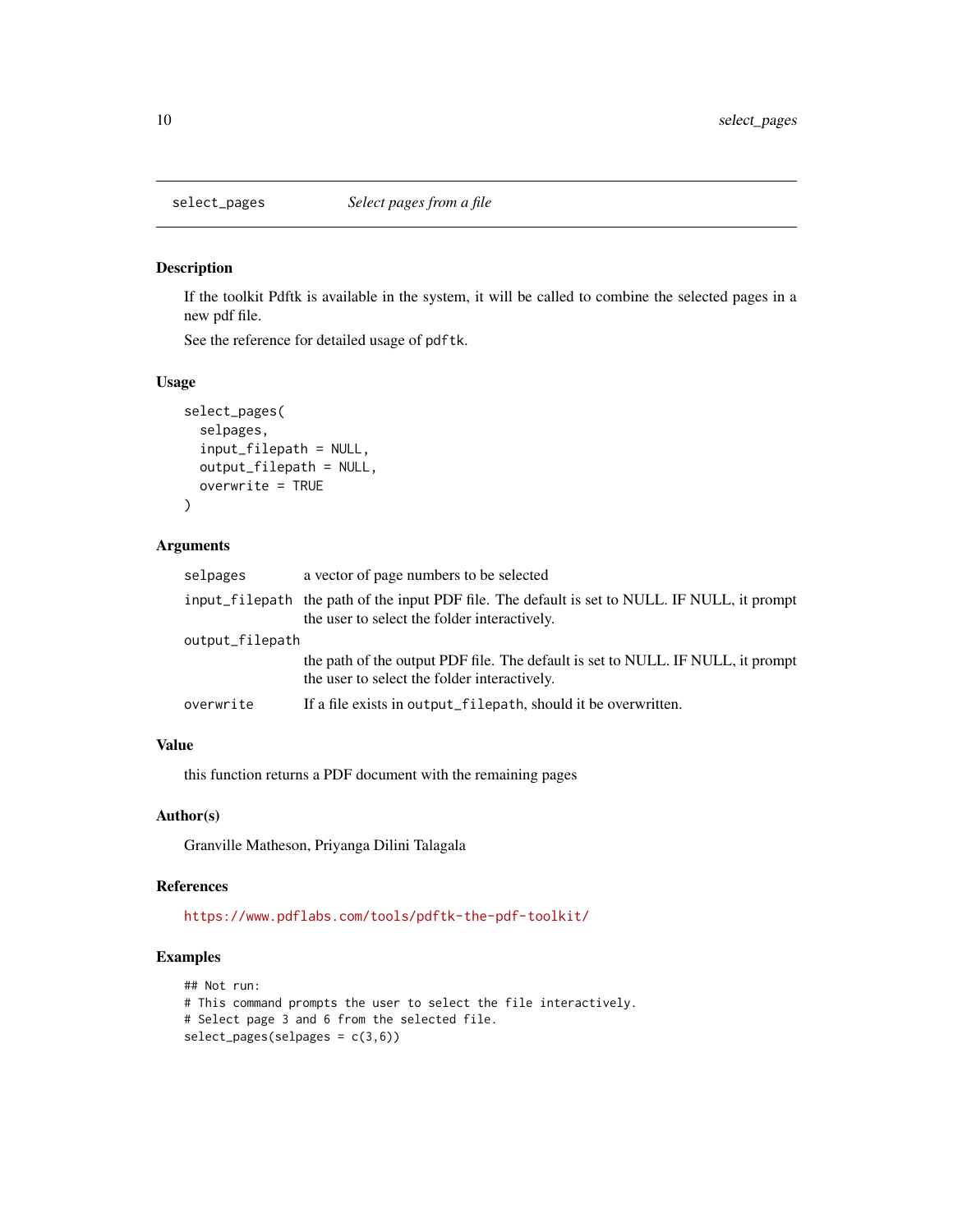## select_pages — *Select pages from a file*

### Description

If the toolkit Pdftk is available in the system, it will be called to combine the selected pages in a new pdf file.

See the reference for detailed usage of `pdftk`.

### Usage

```
select_pages(
  selpages,
  input_filepath = NULL,
  output_filepath = NULL,
  overwrite = TRUE
)
```

### Arguments

| Argument | Description |
| --- | --- |
| `selpages` | a vector of page numbers to be selected |
| `input_filepath` | the path of the input PDF file. The default is set to NULL. IF NULL, it prompt the user to select the folder interactively. |
| `output_filepath` | the path of the output PDF file. The default is set to NULL. IF NULL, it prompt the user to select the folder interactively. |
| `overwrite` | If a file exists in `output_filepath`, should it be overwritten. |

### Value

this function returns a PDF document with the remaining pages

### Author(s)

Granville Matheson, Priyanga Dilini Talagala

### References

https://www.pdflabs.com/tools/pdftk-the-pdf-toolkit/

### Examples

```
## Not run:
# This command prompts the user to select the file interactively.
# Select page 3 and 6 from the selected file.
select_pages(selpages = c(3,6))
```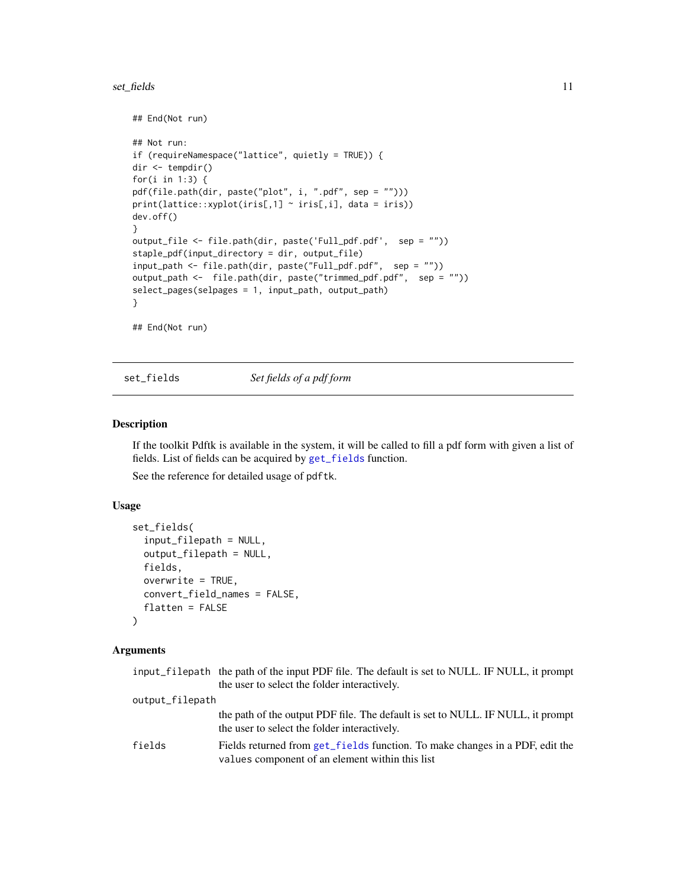```
## End(Not run)

## Not run:
if (requireNamespace("lattice", quietly = TRUE)) {
dir <- tempdir()
for(i in 1:3) {
pdf(file.path(dir, paste("plot", i, ".pdf", sep = "")))
print(lattice::xyplot(iris[,1] ~ iris[,i], data = iris))
dev.off()
}
output_file <- file.path(dir, paste('Full_pdf.pdf',  sep = ""))
staple_pdf(input_directory = dir, output_file)
input_path <- file.path(dir, paste("Full_pdf.pdf",  sep = ""))
output_path <-  file.path(dir, paste("trimmed_pdf.pdf",  sep = ""))
select_pages(selpages = 1, input_path, output_path)
}

## End(Not run)
```

---

## set_fields — *Set fields of a pdf form*

### Description

If the toolkit Pdftk is available in the system, it will be called to fill a pdf form with given a list of fields. List of fields can be acquired by `get_fields` function.

See the reference for detailed usage of `pdftk`.

### Usage

```
set_fields(
  input_filepath = NULL,
  output_filepath = NULL,
  fields,
  overwrite = TRUE,
  convert_field_names = FALSE,
  flatten = FALSE
)
```

### Arguments

| | |
|---|---|
| `input_filepath` | the path of the input PDF file. The default is set to NULL. IF NULL, it prompt the user to select the folder interactively. |
| `output_filepath` | the path of the output PDF file. The default is set to NULL. IF NULL, it prompt the user to select the folder interactively. |
| `fields` | Fields returned from `get_fields` function. To make changes in a PDF, edit the `values` component of an element within this list |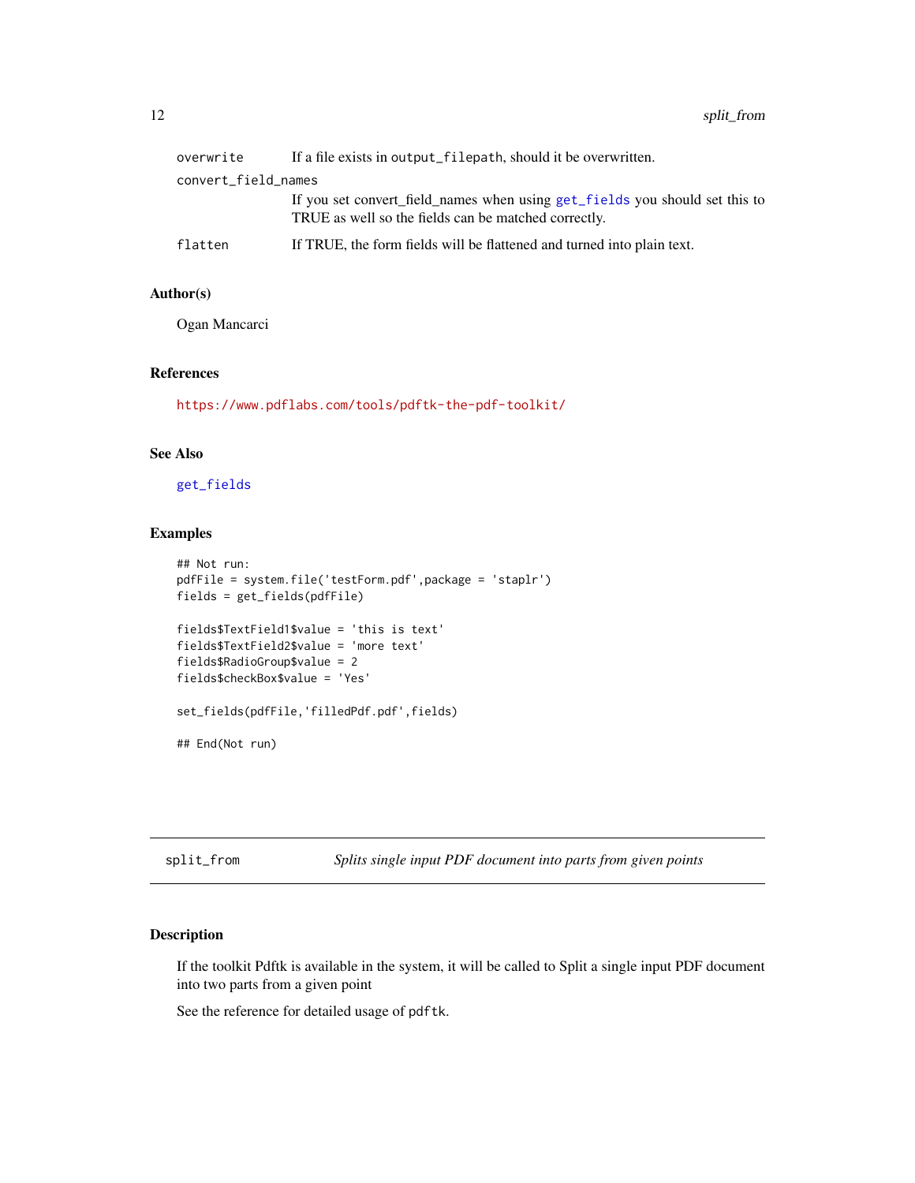| | |
|---|---|
| overwrite | If a file exists in output_filepath, should it be overwritten. |
| convert_field_names | If you set convert_field_names when using get_fields you should set this to TRUE as well so the fields can be matched correctly. |
| flatten | If TRUE, the form fields will be flattened and turned into plain text. |

### Author(s)

Ogan Mancarci

### References

https://www.pdflabs.com/tools/pdftk-the-pdf-toolkit/

### See Also

get_fields

### Examples

```
## Not run:
pdfFile = system.file('testForm.pdf',package = 'staplr')
fields = get_fields(pdfFile)

fields$TextField1$value = 'this is text'
fields$TextField2$value = 'more text'
fields$RadioGroup$value = 2
fields$checkBox$value = 'Yes'

set_fields(pdfFile,'filledPdf.pdf',fields)

## End(Not run)
```

---

## split_from — *Splits single input PDF document into parts from given points*

### Description

If the toolkit Pdftk is available in the system, it will be called to Split a single input PDF document into two parts from a given point

See the reference for detailed usage of pdftk.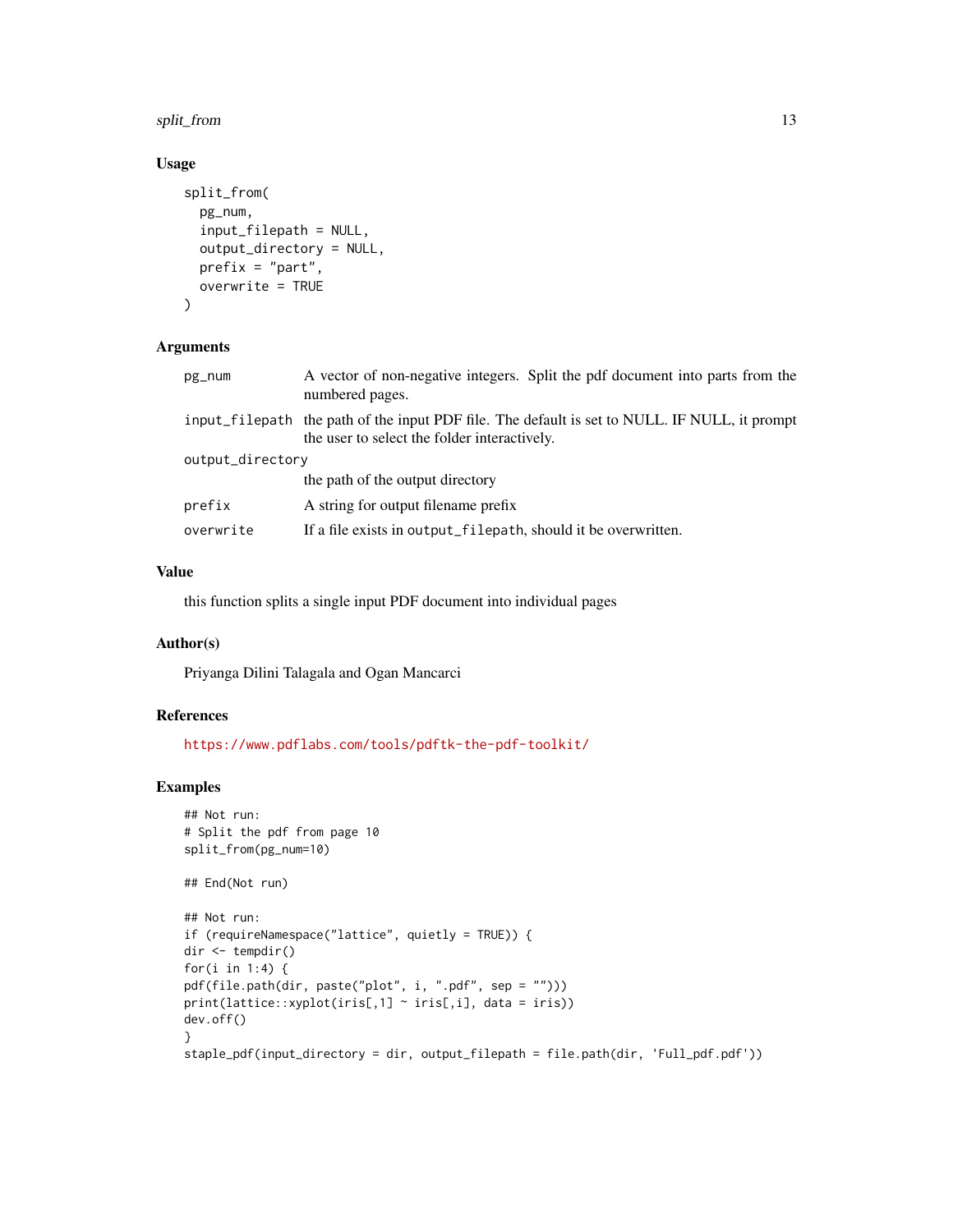### Usage

```
split_from(
  pg_num,
  input_filepath = NULL,
  output_directory = NULL,
  prefix = "part",
  overwrite = TRUE
)
```

### Arguments

| | |
|---|---|
| `pg_num` | A vector of non-negative integers. Split the pdf document into parts from the numbered pages. |
| `input_filepath` | the path of the input PDF file. The default is set to NULL. IF NULL, it prompt the user to select the folder interactively. |
| `output_directory` | the path of the output directory |
| `prefix` | A string for output filename prefix |
| `overwrite` | If a file exists in `output_filepath`, should it be overwritten. |

### Value

this function splits a single input PDF document into individual pages

### Author(s)

Priyanga Dilini Talagala and Ogan Mancarci

### References

https://www.pdflabs.com/tools/pdftk-the-pdf-toolkit/

### Examples

```
## Not run:
# Split the pdf from page 10
split_from(pg_num=10)

## End(Not run)

## Not run:
if (requireNamespace("lattice", quietly = TRUE)) {
dir <- tempdir()
for(i in 1:4) {
pdf(file.path(dir, paste("plot", i, ".pdf", sep = "")))
print(lattice::xyplot(iris[,1] ~ iris[,i], data = iris))
dev.off()
}
staple_pdf(input_directory = dir, output_filepath = file.path(dir, 'Full_pdf.pdf'))
```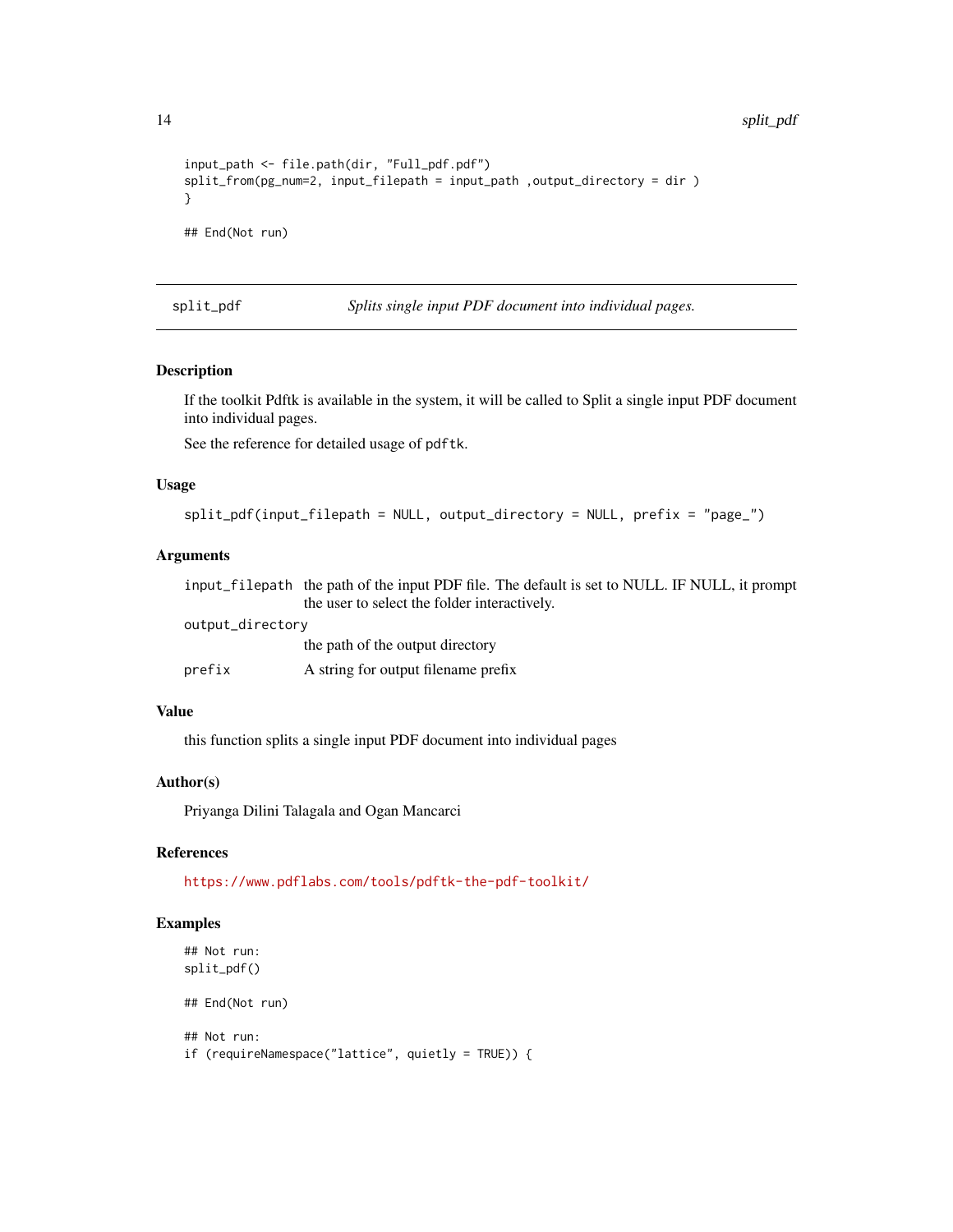```
input_path <- file.path(dir, "Full_pdf.pdf")
split_from(pg_num=2, input_filepath = input_path ,output_directory = dir )
}

## End(Not run)
```

## split_pdf — *Splits single input PDF document into individual pages.*

### Description

If the toolkit Pdftk is available in the system, it will be called to Split a single input PDF document into individual pages.

See the reference for detailed usage of `pdftk`.

### Usage

```
split_pdf(input_filepath = NULL, output_directory = NULL, prefix = "page_")
```

### Arguments

| | |
|---|---|
| `input_filepath` | the path of the input PDF file. The default is set to NULL. IF NULL, it prompt the user to select the folder interactively. |
| `output_directory` | the path of the output directory |
| `prefix` | A string for output filename prefix |

### Value

this function splits a single input PDF document into individual pages

### Author(s)

Priyanga Dilini Talagala and Ogan Mancarci

### References

https://www.pdflabs.com/tools/pdftk-the-pdf-toolkit/

### Examples

```
## Not run:
split_pdf()

## End(Not run)

## Not run:
if (requireNamespace("lattice", quietly = TRUE)) {
```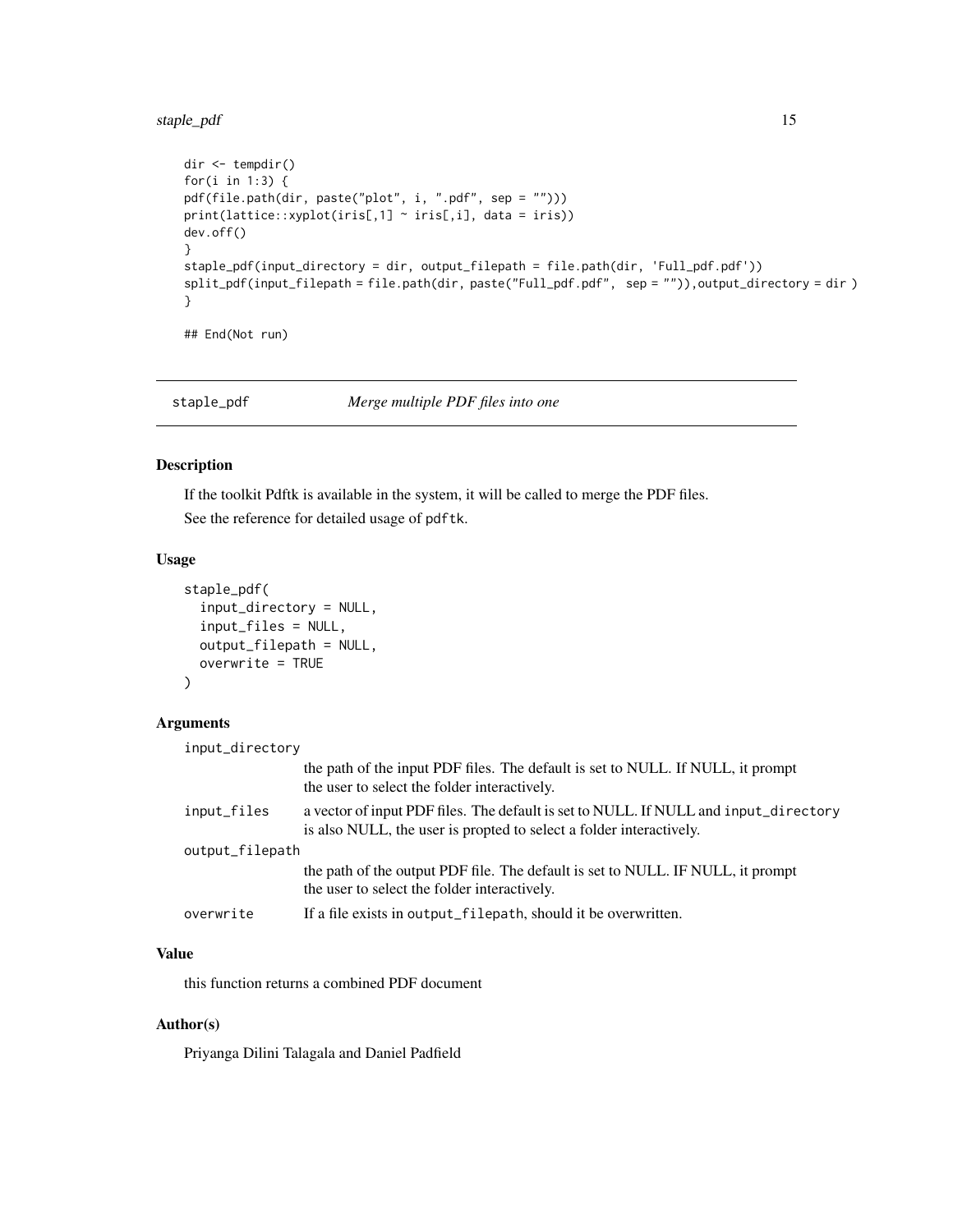```
dir <- tempdir()
for(i in 1:3) {
pdf(file.path(dir, paste("plot", i, ".pdf", sep = "")))
print(lattice::xyplot(iris[,1] ~ iris[,i], data = iris))
dev.off()
}
staple_pdf(input_directory = dir, output_filepath = file.path(dir, 'Full_pdf.pdf'))
split_pdf(input_filepath = file.path(dir, paste("Full_pdf.pdf",  sep = "")),output_directory = dir )
}

## End(Not run)
```

---

## staple_pdf — *Merge multiple PDF files into one*

### Description

If the toolkit Pdftk is available in the system, it will be called to merge the PDF files.

See the reference for detailed usage of `pdftk`.

### Usage

```
staple_pdf(
  input_directory = NULL,
  input_files = NULL,
  output_filepath = NULL,
  overwrite = TRUE
)
```

### Arguments

| | |
|---|---|
| `input_directory` | the path of the input PDF files. The default is set to NULL. If NULL, it prompt the user to select the folder interactively. |
| `input_files` | a vector of input PDF files. The default is set to NULL. If NULL and `input_directory` is also NULL, the user is propted to select a folder interactively. |
| `output_filepath` | the path of the output PDF file. The default is set to NULL. IF NULL, it prompt the user to select the folder interactively. |
| `overwrite` | If a file exists in `output_filepath`, should it be overwritten. |

### Value

this function returns a combined PDF document

### Author(s)

Priyanga Dilini Talagala and Daniel Padfield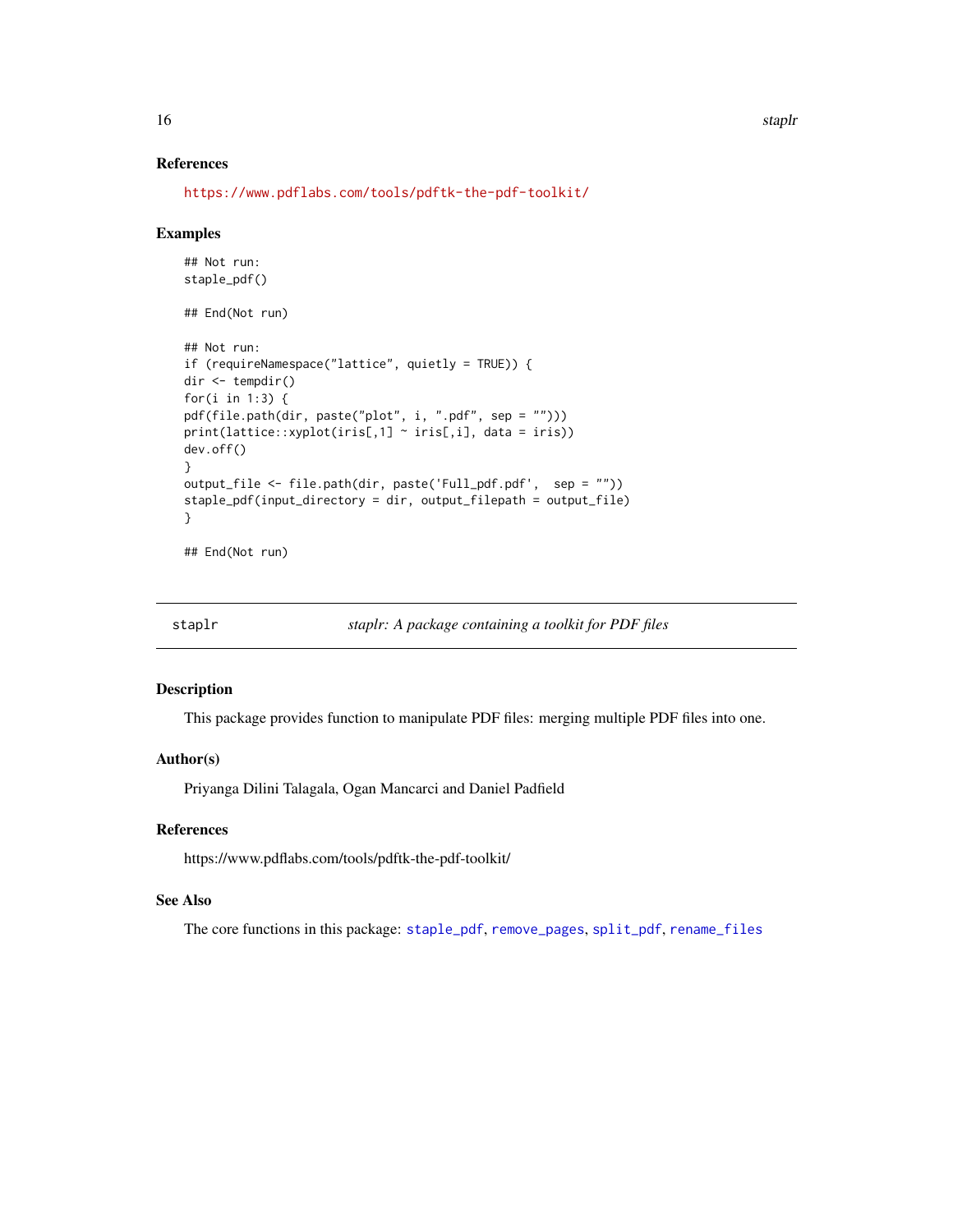### References

https://www.pdflabs.com/tools/pdftk-the-pdf-toolkit/

### Examples

```
## Not run:
staple_pdf()

## End(Not run)

## Not run:
if (requireNamespace("lattice", quietly = TRUE)) {
dir <- tempdir()
for(i in 1:3) {
pdf(file.path(dir, paste("plot", i, ".pdf", sep = "")))
print(lattice::xyplot(iris[,1] ~ iris[,i], data = iris))
dev.off()
}
output_file <- file.path(dir, paste('Full_pdf.pdf',  sep = ""))
staple_pdf(input_directory = dir, output_filepath = output_file)
}

## End(Not run)
```

---

## staplr — *staplr: A package containing a toolkit for PDF files*

### Description

This package provides function to manipulate PDF files: merging multiple PDF files into one.

### Author(s)

Priyanga Dilini Talagala, Ogan Mancarci and Daniel Padfield

### References

https://www.pdflabs.com/tools/pdftk-the-pdf-toolkit/

### See Also

The core functions in this package: `staple_pdf`, `remove_pages`, `split_pdf`, `rename_files`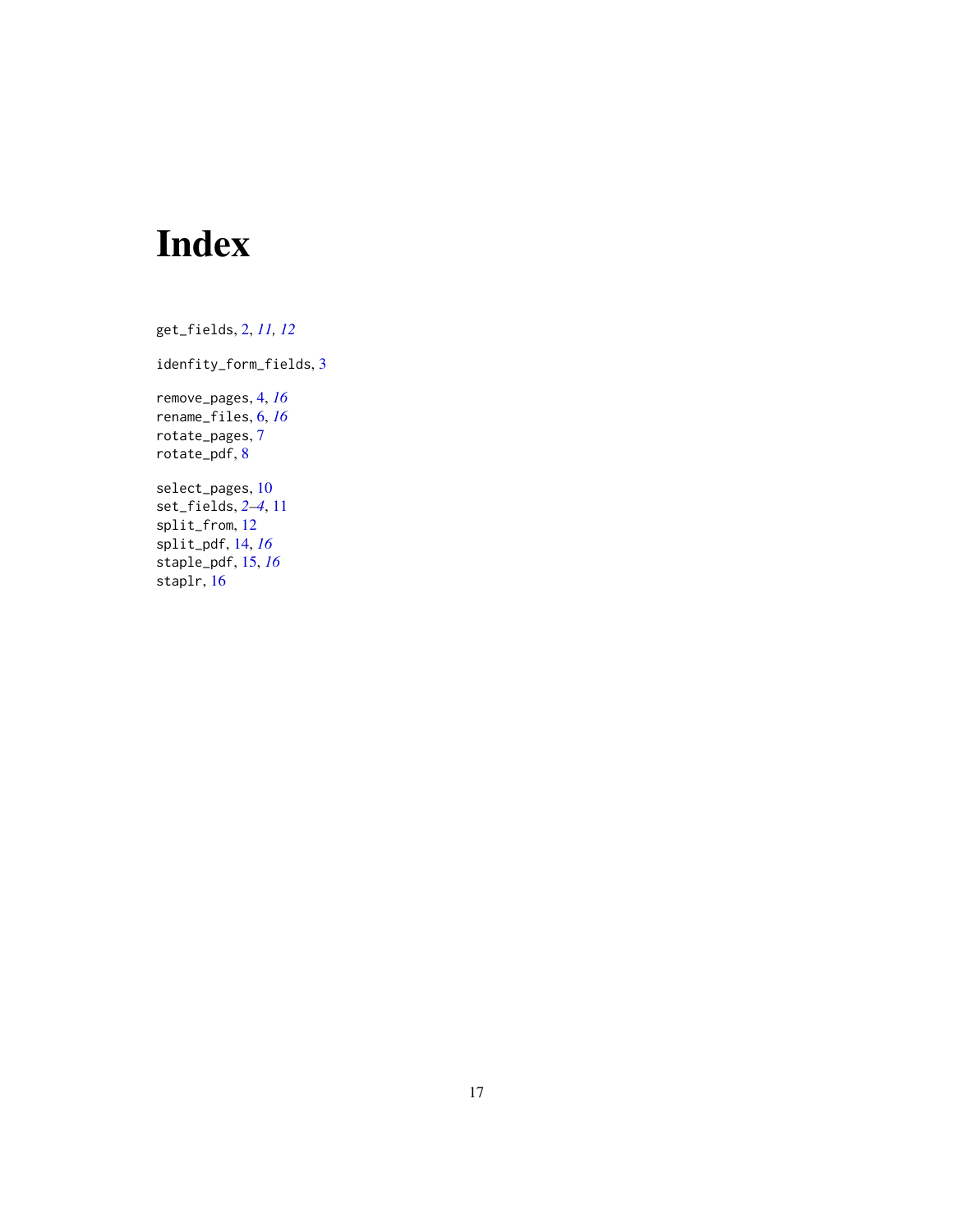# Index

get_fields, 2, *11, 12*

idenfity_form_fields, 3

remove_pages, 4, *16*
rename_files, 6, *16*
rotate_pages, 7
rotate_pdf, 8

select_pages, 10
set_fields, *2–4*, 11
split_from, 12
split_pdf, 14, *16*
staple_pdf, 15, *16*
staplr, 16